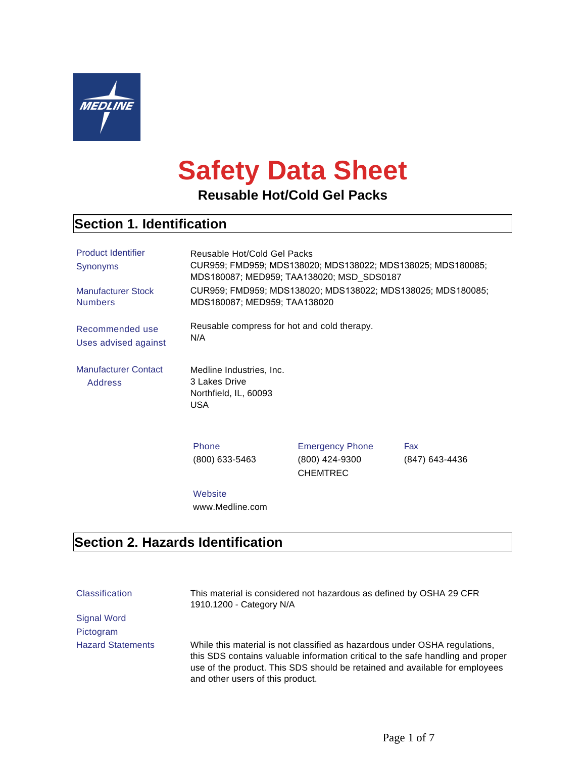MEDLINE

# Safety Data Sheet

## Reusable Hot/Cold Gel Packs

## Section 1. Identification

| | |
|---|---|
| Product Identifier | Reusable Hot/Cold Gel Packs |
| Synonyms | CUR959; FMD959; MDS138020; MDS138022; MDS138025; MDS180085; MDS180087; MED959; TAA138020; MSD_SDS0187 |
| Manufacturer Stock Numbers | CUR959; FMD959; MDS138020; MDS138022; MDS138025; MDS180085; MDS180087; MED959; TAA138020 |
| Recommended use | Reusable compress for hot and cold therapy. |
| Uses advised against | N/A |
| Manufacturer Contact Address | Medline Industries, Inc.<br>3 Lakes Drive<br>Northfield, IL, 60093<br>USA |

| Phone | Emergency Phone | Fax |
|---|---|---|
| (800) 633-5463 | (800) 424-9300 CHEMTREC | (847) 643-4436 |

Website
www.Medline.com

## Section 2. Hazards Identification

| | |
|---|---|
| Classification | This material is considered not hazardous as defined by OSHA 29 CFR 1910.1200 - Category N/A |
| Signal Word | |
| Pictogram | |
| Hazard Statements | While this material is not classified as hazardous under OSHA regulations, this SDS contains valuable information critical to the safe handling and proper use of the product. This SDS should be retained and available for employees and other users of this product. |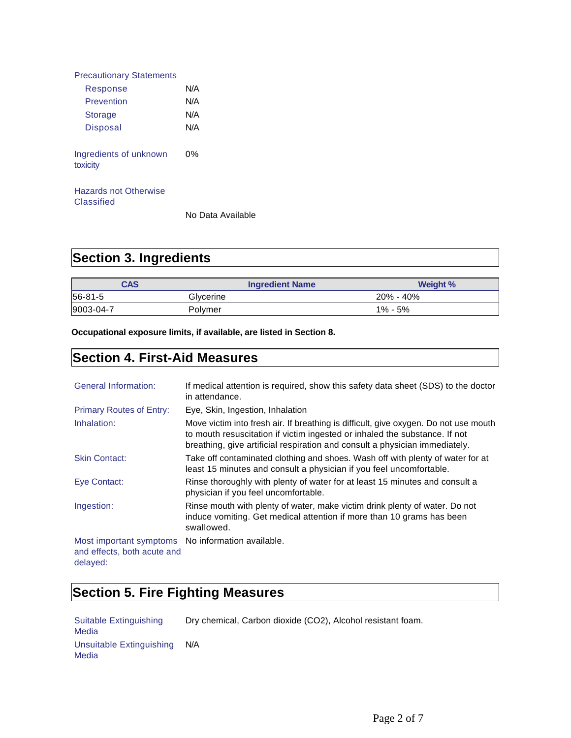**Precautionary Statements**

| | |
|---|---|
| Response | N/A |
| Prevention | N/A |
| Storage | N/A |
| Disposal | N/A |

**Ingredients of unknown toxicity:** 0%

**Hazards not Otherwise Classified:** No Data Available

## Section 3. Ingredients

| CAS | Ingredient Name | Weight % |
|---|---|---|
| 56-81-5 | Glycerine | 20% - 40% |
| 9003-04-7 | Polymer | 1% - 5% |

**Occupational exposure limits, if available, are listed in Section 8.**

## Section 4. First-Aid Measures

| | |
|---|---|
| General Information: | If medical attention is required, show this safety data sheet (SDS) to the doctor in attendance. |
| Primary Routes of Entry: | Eye, Skin, Ingestion, Inhalation |
| Inhalation: | Move victim into fresh air. If breathing is difficult, give oxygen. Do not use mouth to mouth resuscitation if victim ingested or inhaled the substance. If not breathing, give artificial respiration and consult a physician immediately. |
| Skin Contact: | Take off contaminated clothing and shoes. Wash off with plenty of water for at least 15 minutes and consult a physician if you feel uncomfortable. |
| Eye Contact: | Rinse thoroughly with plenty of water for at least 15 minutes and consult a physician if you feel uncomfortable. |
| Ingestion: | Rinse mouth with plenty of water, make victim drink plenty of water. Do not induce vomiting. Get medical attention if more than 10 grams has been swallowed. |
| Most important symptoms and effects, both acute and delayed: | No information available. |

## Section 5. Fire Fighting Measures

| | |
|---|---|
| Suitable Extinguishing Media | Dry chemical, Carbon dioxide ($CO_2$), Alcohol resistant foam. |
| Unsuitable Extinguishing Media | N/A |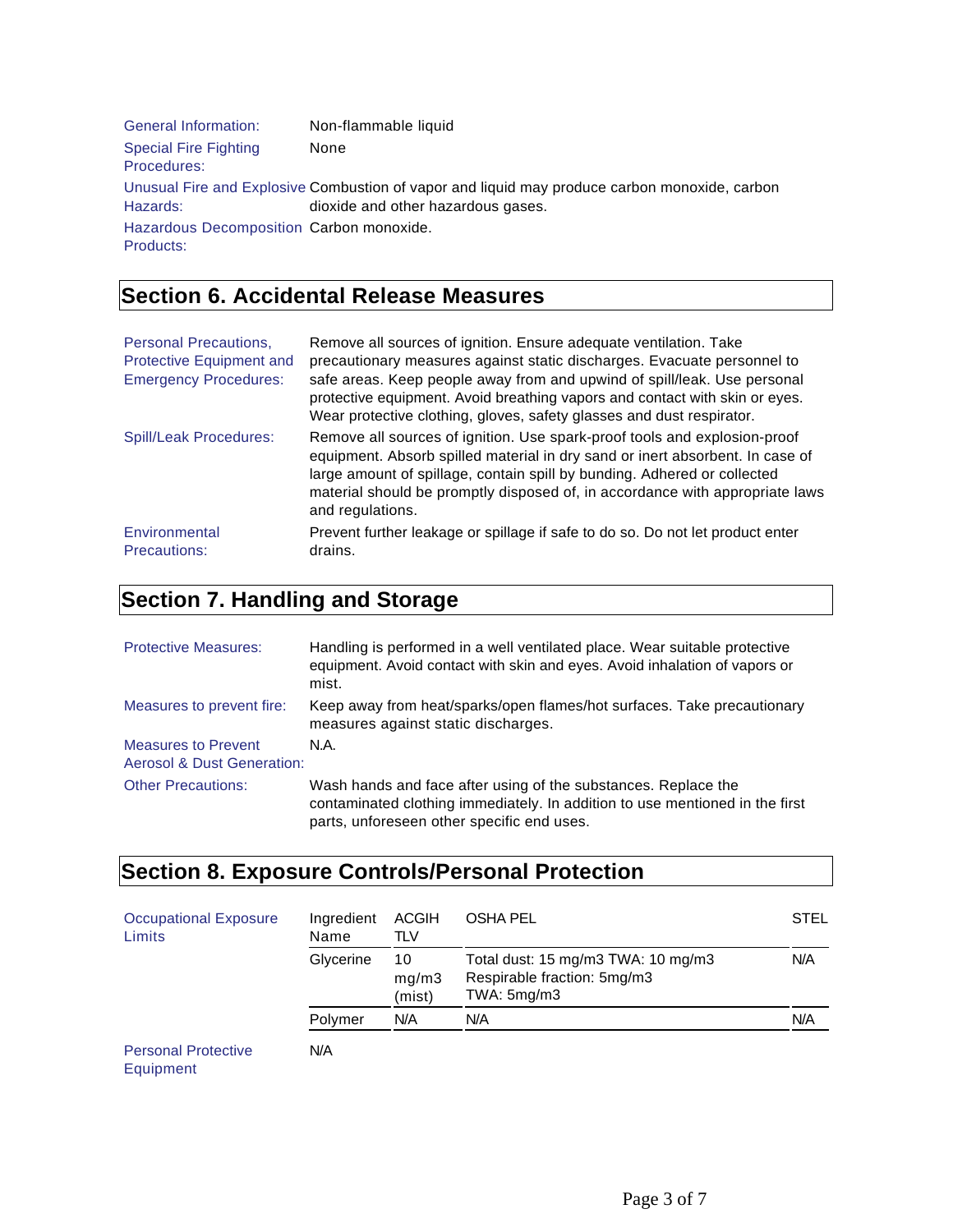| | |
|---|---|
| General Information: | Non-flammable liquid |
| Special Fire Fighting Procedures: | None |
| Unusual Fire and Explosive Hazards: | Combustion of vapor and liquid may produce carbon monoxide, carbon dioxide and other hazardous gases. |
| Hazardous Decomposition Products: | Carbon monoxide. |

## Section 6. Accidental Release Measures

| | |
|---|---|
| Personal Precautions, Protective Equipment and Emergency Procedures: | Remove all sources of ignition. Ensure adequate ventilation. Take precautionary measures against static discharges. Evacuate personnel to safe areas. Keep people away from and upwind of spill/leak. Use personal protective equipment. Avoid breathing vapors and contact with skin or eyes. Wear protective clothing, gloves, safety glasses and dust respirator. |
| Spill/Leak Procedures: | Remove all sources of ignition. Use spark-proof tools and explosion-proof equipment. Absorb spilled material in dry sand or inert absorbent. In case of large amount of spillage, contain spill by bunding. Adhered or collected material should be promptly disposed of, in accordance with appropriate laws and regulations. |
| Environmental Precautions: | Prevent further leakage or spillage if safe to do so. Do not let product enter drains. |

## Section 7. Handling and Storage

| | |
|---|---|
| Protective Measures: | Handling is performed in a well ventilated place. Wear suitable protective equipment. Avoid contact with skin and eyes. Avoid inhalation of vapors or mist. |
| Measures to prevent fire: | Keep away from heat/sparks/open flames/hot surfaces. Take precautionary measures against static discharges. |
| Measures to Prevent Aerosol & Dust Generation: | N.A. |
| Other Precautions: | Wash hands and face after using of the substances. Replace the contaminated clothing immediately. In addition to use mentioned in the first parts, unforeseen other specific end uses. |

## Section 8. Exposure Controls/Personal Protection

Occupational Exposure Limits

| Ingredient Name | ACGIH TLV | OSHA PEL | STEL |
|---|---|---|---|
| Glycerine | 10 mg/m3 (mist) | Total dust: 15 mg/m3 TWA: 10 mg/m3 Respirable fraction: 5mg/m3 TWA: 5mg/m3 | N/A |
| Polymer | N/A | N/A | N/A |

Personal Protective Equipment: N/A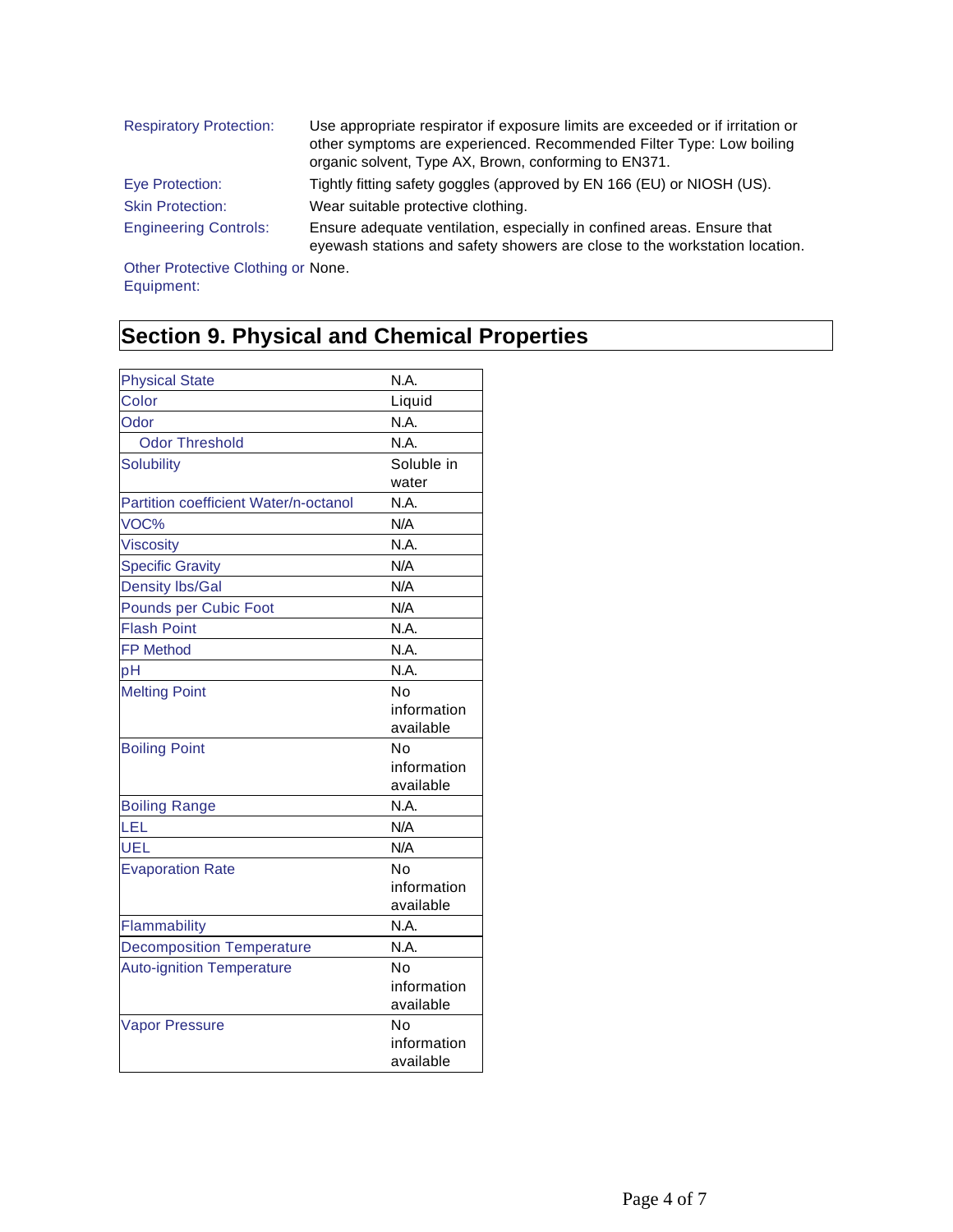| | |
|---|---|
| Respiratory Protection: | Use appropriate respirator if exposure limits are exceeded or if irritation or other symptoms are experienced. Recommended Filter Type: Low boiling organic solvent, Type AX, Brown, conforming to EN371. |
| Eye Protection: | Tightly fitting safety goggles (approved by EN 166 (EU) or NIOSH (US). |
| Skin Protection: | Wear suitable protective clothing. |
| Engineering Controls: | Ensure adequate ventilation, especially in confined areas. Ensure that eyewash stations and safety showers are close to the workstation location. |
| Other Protective Clothing or Equipment: | None. |

## Section 9. Physical and Chemical Properties

| Property | Value |
|---|---|
| Physical State | N.A. |
| Color | Liquid |
| Odor | N.A. |
| Odor Threshold | N.A. |
| Solubility | Soluble in water |
| Partition coefficient Water/n-octanol | N.A. |
| VOC% | N/A |
| Viscosity | N.A. |
| Specific Gravity | N/A |
| Density lbs/Gal | N/A |
| Pounds per Cubic Foot | N/A |
| Flash Point | N.A. |
| FP Method | N.A. |
| pH | N.A. |
| Melting Point | No information available |
| Boiling Point | No information available |
| Boiling Range | N.A. |
| LEL | N/A |
| UEL | N/A |
| Evaporation Rate | No information available |
| Flammability | N.A. |
| Decomposition Temperature | N.A. |
| Auto-ignition Temperature | No information available |
| Vapor Pressure | No information available |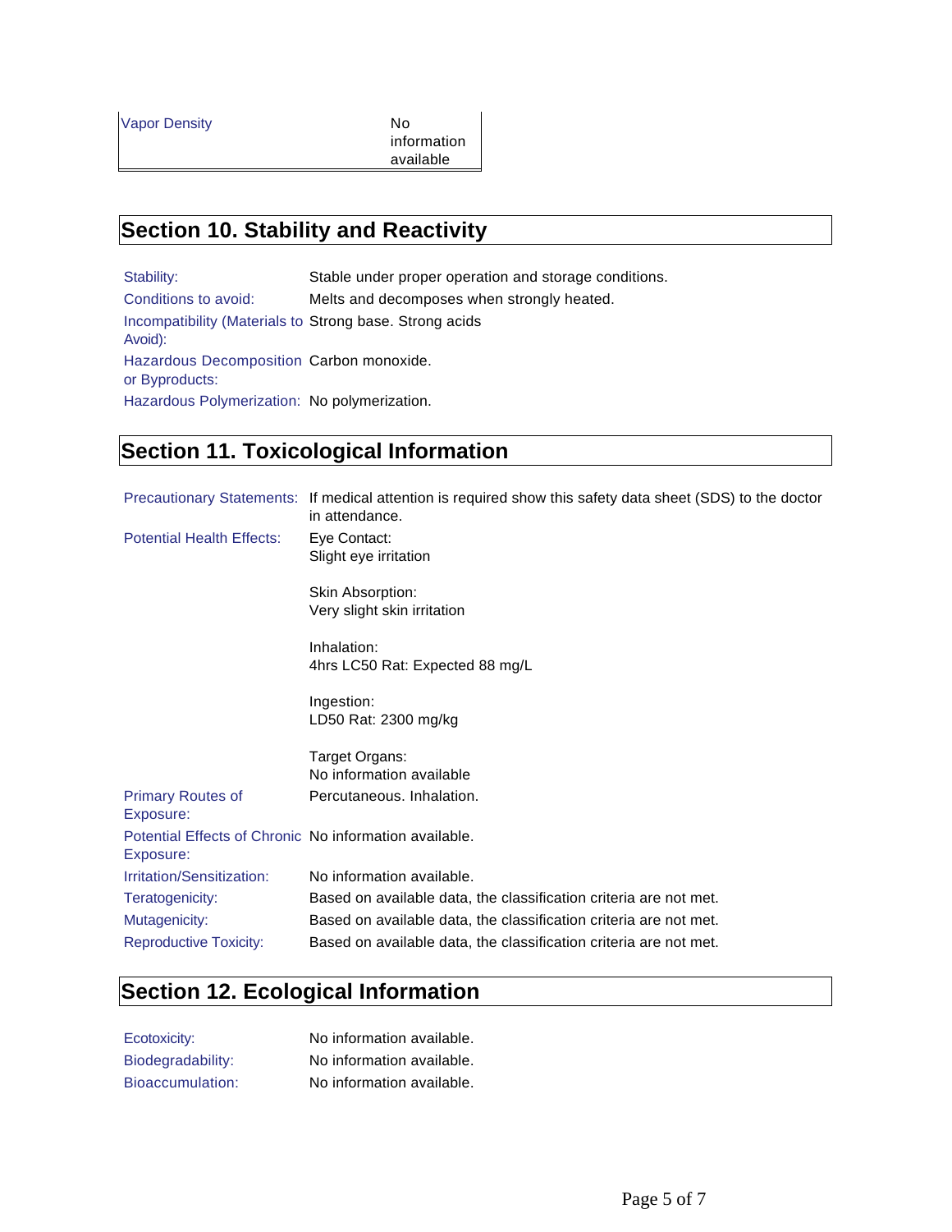| Vapor Density | No information available |
|---|---|

## Section 10. Stability and Reactivity

| | |
|---|---|
| Stability: | Stable under proper operation and storage conditions. |
| Conditions to avoid: | Melts and decomposes when strongly heated. |
| Incompatibility (Materials to Avoid): | Strong base. Strong acids |
| Hazardous Decomposition or Byproducts: | Carbon monoxide. |
| Hazardous Polymerization: | No polymerization. |

## Section 11. Toxicological Information

| | |
|---|---|
| Precautionary Statements: | If medical attention is required show this safety data sheet (SDS) to the doctor in attendance. |
| Potential Health Effects: | Eye Contact:<br>Slight eye irritation<br><br>Skin Absorption:<br>Very slight skin irritation<br><br>Inhalation:<br>4hrs LC50 Rat: Expected 88 mg/L<br><br>Ingestion:<br>LD50 Rat: 2300 mg/kg<br><br>Target Organs:<br>No information available |
| Primary Routes of Exposure: | Percutaneous. Inhalation. |
| Potential Effects of Chronic Exposure: | No information available. |
| Irritation/Sensitization: | No information available. |
| Teratogenicity: | Based on available data, the classification criteria are not met. |
| Mutagenicity: | Based on available data, the classification criteria are not met. |
| Reproductive Toxicity: | Based on available data, the classification criteria are not met. |

## Section 12. Ecological Information

| | |
|---|---|
| Ecotoxicity: | No information available. |
| Biodegradability: | No information available. |
| Bioaccumulation: | No information available. |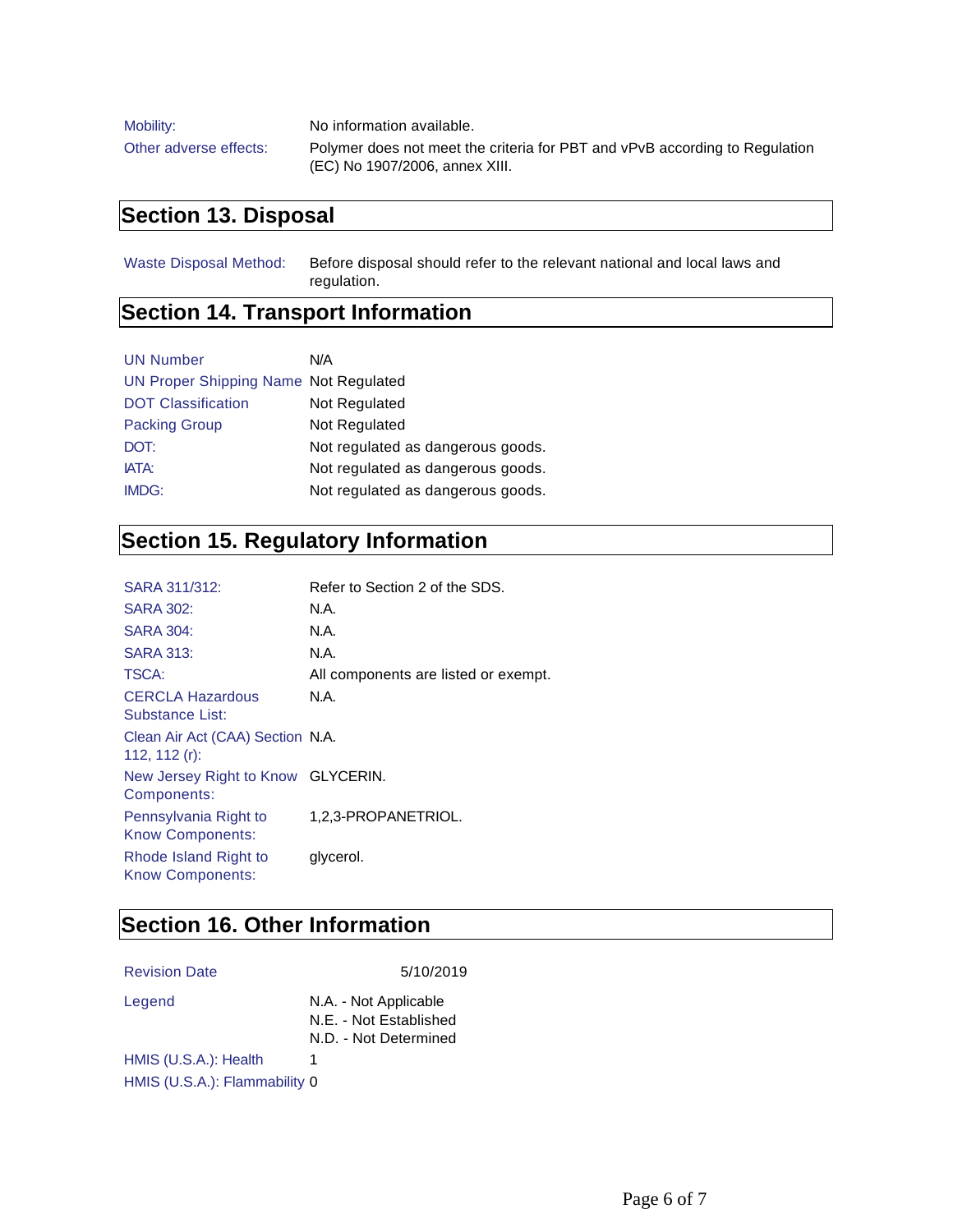| | |
|---|---|
| Mobility: | No information available. |
| Other adverse effects: | Polymer does not meet the criteria for PBT and vPvB according to Regulation (EC) No 1907/2006, annex XIII. |

## Section 13. Disposal

| | |
|---|---|
| Waste Disposal Method: | Before disposal should refer to the relevant national and local laws and regulation. |

## Section 14. Transport Information

| | |
|---|---|
| UN Number | N/A |
| UN Proper Shipping Name | Not Regulated |
| DOT Classification | Not Regulated |
| Packing Group | Not Regulated |
| DOT: | Not regulated as dangerous goods. |
| IATA: | Not regulated as dangerous goods. |
| IMDG: | Not regulated as dangerous goods. |

## Section 15. Regulatory Information

| | |
|---|---|
| SARA 311/312: | Refer to Section 2 of the SDS. |
| SARA 302: | N.A. |
| SARA 304: | N.A. |
| SARA 313: | N.A. |
| TSCA: | All components are listed or exempt. |
| CERCLA Hazardous Substance List: | N.A. |
| Clean Air Act (CAA) Section 112, 112 (r): | N.A. |
| New Jersey Right to Know Components: | GLYCERIN. |
| Pennsylvania Right to Know Components: | 1,2,3-PROPANETRIOL. |
| Rhode Island Right to Know Components: | glycerol. |

## Section 16. Other Information

| | |
|---|---|
| Revision Date | 5/10/2019 |
| Legend | N.A. - Not Applicable<br>N.E. - Not Established<br>N.D. - Not Determined |
| HMIS (U.S.A.): Health | 1 |
| HMIS (U.S.A.): Flammability | 0 |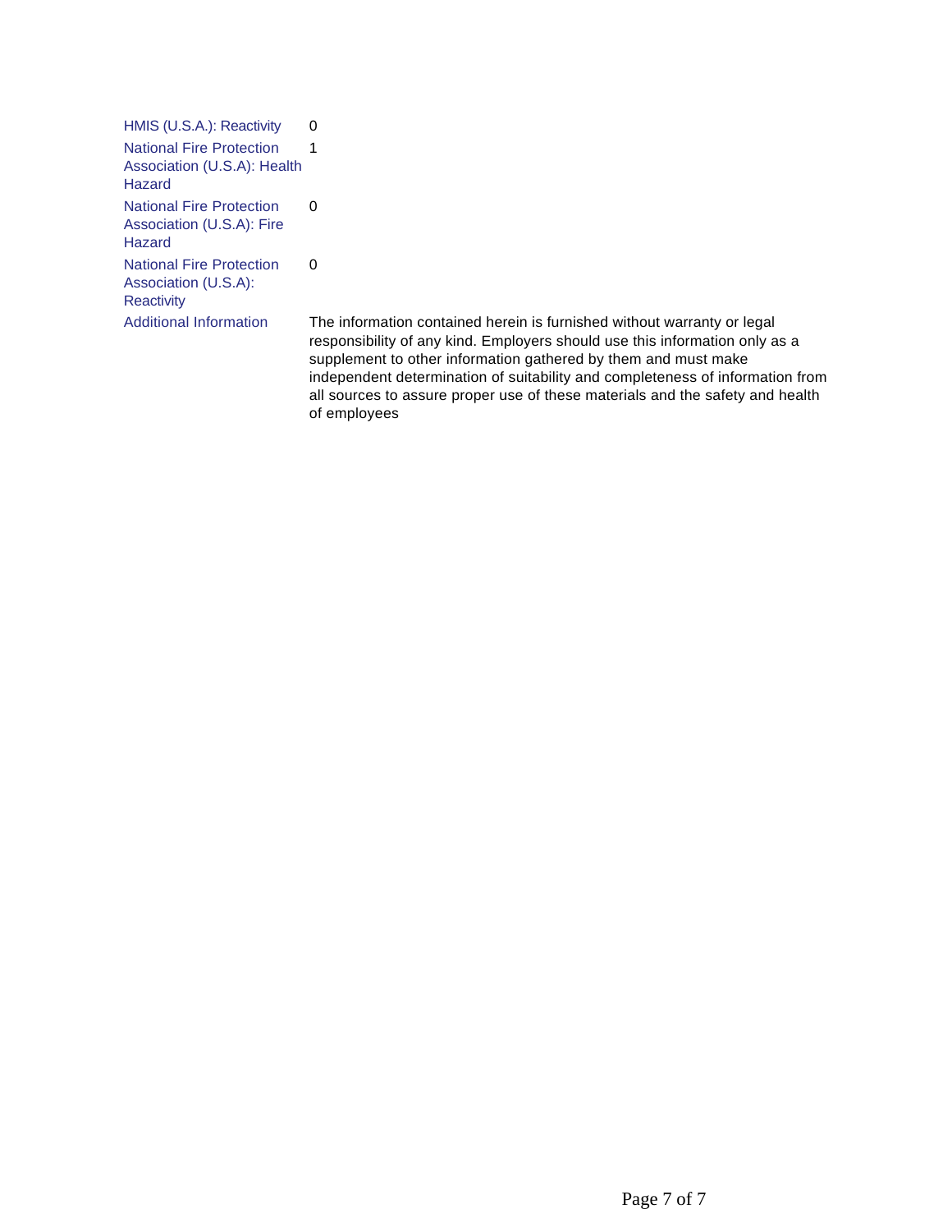| | |
|---|---|
| HMIS (U.S.A.): Reactivity | 0 |
| National Fire Protection Association (U.S.A): Health Hazard | 1 |
| National Fire Protection Association (U.S.A): Fire Hazard | 0 |
| National Fire Protection Association (U.S.A): Reactivity | 0 |
| Additional Information | The information contained herein is furnished without warranty or legal responsibility of any kind. Employers should use this information only as a supplement to other information gathered by them and must make independent determination of suitability and completeness of information from all sources to assure proper use of these materials and the safety and health of employees |